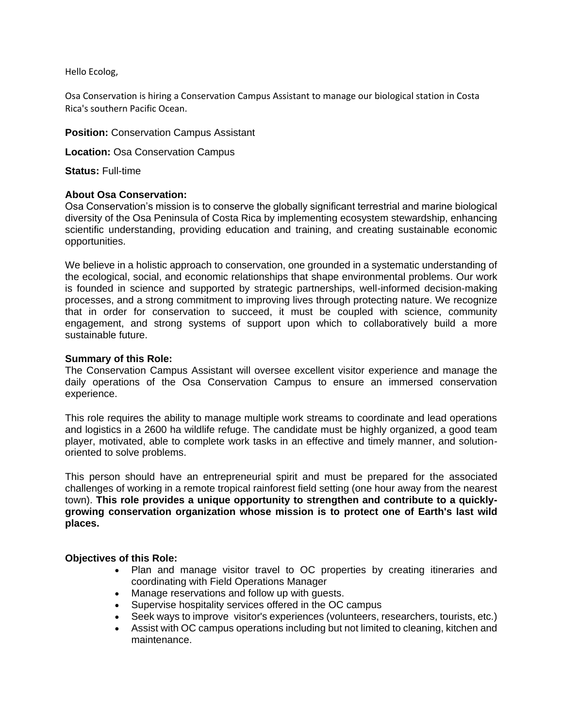Hello Ecolog,

Osa Conservation is hiring a Conservation Campus Assistant to manage our biological station in Costa Rica's southern Pacific Ocean.

**Position:** Conservation Campus Assistant

**Location:** Osa Conservation Campus

**Status:** Full-time

**About Osa Conservation:**
Osa Conservation's mission is to conserve the globally significant terrestrial and marine biological diversity of the Osa Peninsula of Costa Rica by implementing ecosystem stewardship, enhancing scientific understanding, providing education and training, and creating sustainable economic opportunities.

We believe in a holistic approach to conservation, one grounded in a systematic understanding of the ecological, social, and economic relationships that shape environmental problems. Our work is founded in science and supported by strategic partnerships, well-informed decision-making processes, and a strong commitment to improving lives through protecting nature. We recognize that in order for conservation to succeed, it must be coupled with science, community engagement, and strong systems of support upon which to collaboratively build a more sustainable future.

**Summary of this Role:**
The Conservation Campus Assistant will oversee excellent visitor experience and manage the daily operations of the Osa Conservation Campus to ensure an immersed conservation experience.

This role requires the ability to manage multiple work streams to coordinate and lead operations and logistics in a 2600 ha wildlife refuge. The candidate must be highly organized, a good team player, motivated, able to complete work tasks in an effective and timely manner, and solution-oriented to solve problems.

This person should have an entrepreneurial spirit and must be prepared for the associated challenges of working in a remote tropical rainforest field setting (one hour away from the nearest town). **This role provides a unique opportunity to strengthen and contribute to a quickly-growing conservation organization whose mission is to protect one of Earth's last wild places.**

**Objectives of this Role:**

- Plan and manage visitor travel to OC properties by creating itineraries and coordinating with Field Operations Manager
- Manage reservations and follow up with guests.
- Supervise hospitality services offered in the OC campus
- Seek ways to improve visitor's experiences (volunteers, researchers, tourists, etc.)
- Assist with OC campus operations including but not limited to cleaning, kitchen and maintenance.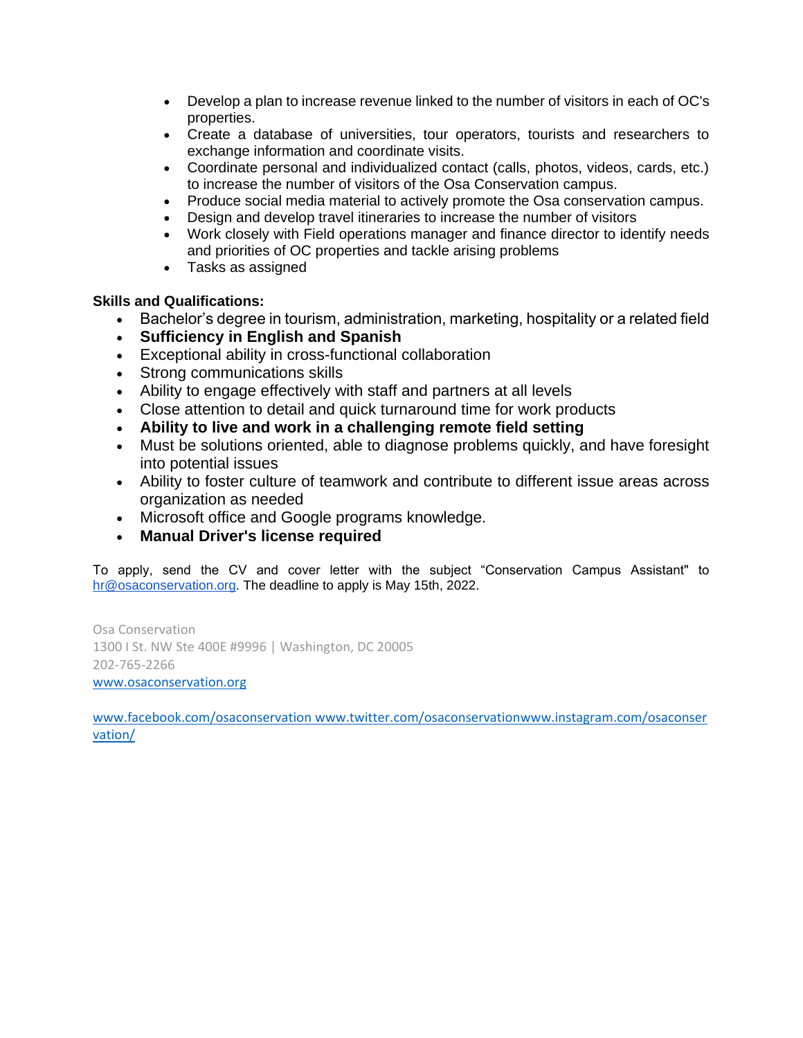- Develop a plan to increase revenue linked to the number of visitors in each of OC's properties.
- Create a database of universities, tour operators, tourists and researchers to exchange information and coordinate visits.
- Coordinate personal and individualized contact (calls, photos, videos, cards, etc.) to increase the number of visitors of the Osa Conservation campus.
- Produce social media material to actively promote the Osa conservation campus.
- Design and develop travel itineraries to increase the number of visitors
- Work closely with Field operations manager and finance director to identify needs and priorities of OC properties and tackle arising problems
- Tasks as assigned

**Skills and Qualifications:**

- Bachelor's degree in tourism, administration, marketing, hospitality or a related field
- **Sufficiency in English and Spanish**
- Exceptional ability in cross-functional collaboration
- Strong communications skills
- Ability to engage effectively with staff and partners at all levels
- Close attention to detail and quick turnaround time for work products
- **Ability to live and work in a challenging remote field setting**
- Must be solutions oriented, able to diagnose problems quickly, and have foresight into potential issues
- Ability to foster culture of teamwork and contribute to different issue areas across organization as needed
- Microsoft office and Google programs knowledge.
- **Manual Driver's license required**

To apply, send the CV and cover letter with the subject "Conservation Campus Assistant" to hr@osaconservation.org. The deadline to apply is May 15th, 2022.

Osa Conservation
1300 I St. NW Ste 400E #9996 | Washington, DC 20005
202-765-2266
www.osaconservation.org

www.facebook.com/osaconservation www.twitter.com/osaconservationwww.instagram.com/osaconservation/